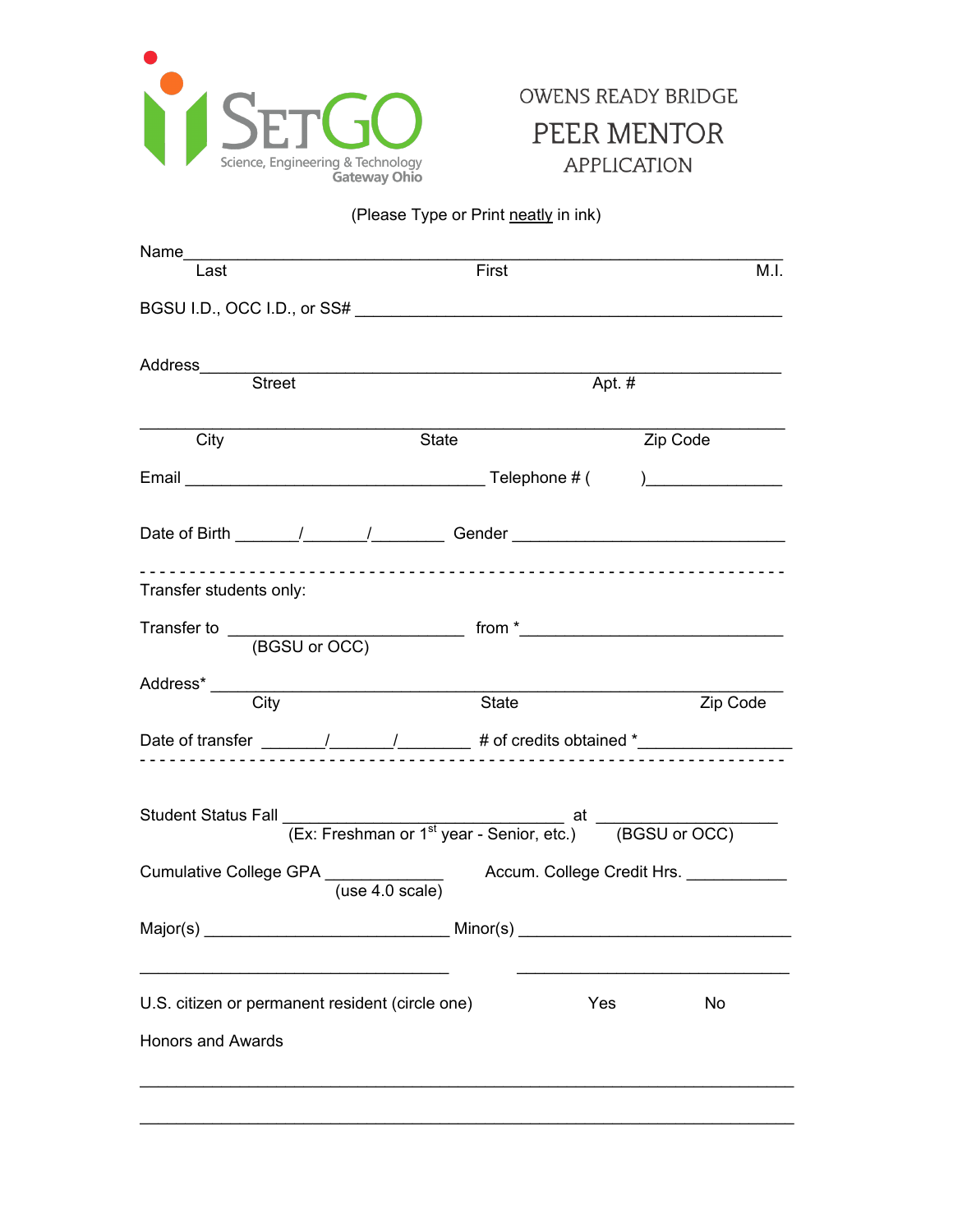SetGO
Science, Engineering & Technology
Gateway Ohio

# OWENS READY BRIDGE
# PEER MENTOR
# APPLICATION

(Please Type or Print neatly in ink)

Name_______________________________________________________________
Last                                        First                                        M.I.

BGSU I.D., OCC I.D., or SS# ____________________________________________

Address____________________________________________________________
Street                                        Apt. #

___________________________________________________________________
City                                        State                                        Zip Code

Email _________________________________ Telephone # (          )______________

Date of Birth _______/_______/________ Gender _____________________________

- - - - - - - - - - - - - - - - - - - - - - - - - - - - - - - - - - - - - - - - - - - - - - - - - - - - - - - - -

Transfer students only:

Transfer to __________________________ from *_____________________________
(BGSU or OCC)

Address* __________________________________________________________
City                                        State                                        Zip Code

Date of transfer _______/_______/________ # of credits obtained *________________

- - - - - - - - - - - - - - - - - - - - - - - - - - - - - - - - - - - - - - - - - - - - - - - - - - - - - - - - -

Student Status Fall _______________________________ at ___________________
(Ex: Freshman or 1st year - Senior, etc.)                (BGSU or OCC)

Cumulative College GPA ____________ Accum. College Credit Hrs. ___________
(use 4.0 scale)

Major(s) ___________________________ Minor(s) ______________________________

___________________________________                ______________________________

U.S. citizen or permanent resident (circle one)                Yes                No

Honors and Awards

___________________________________________________________________

___________________________________________________________________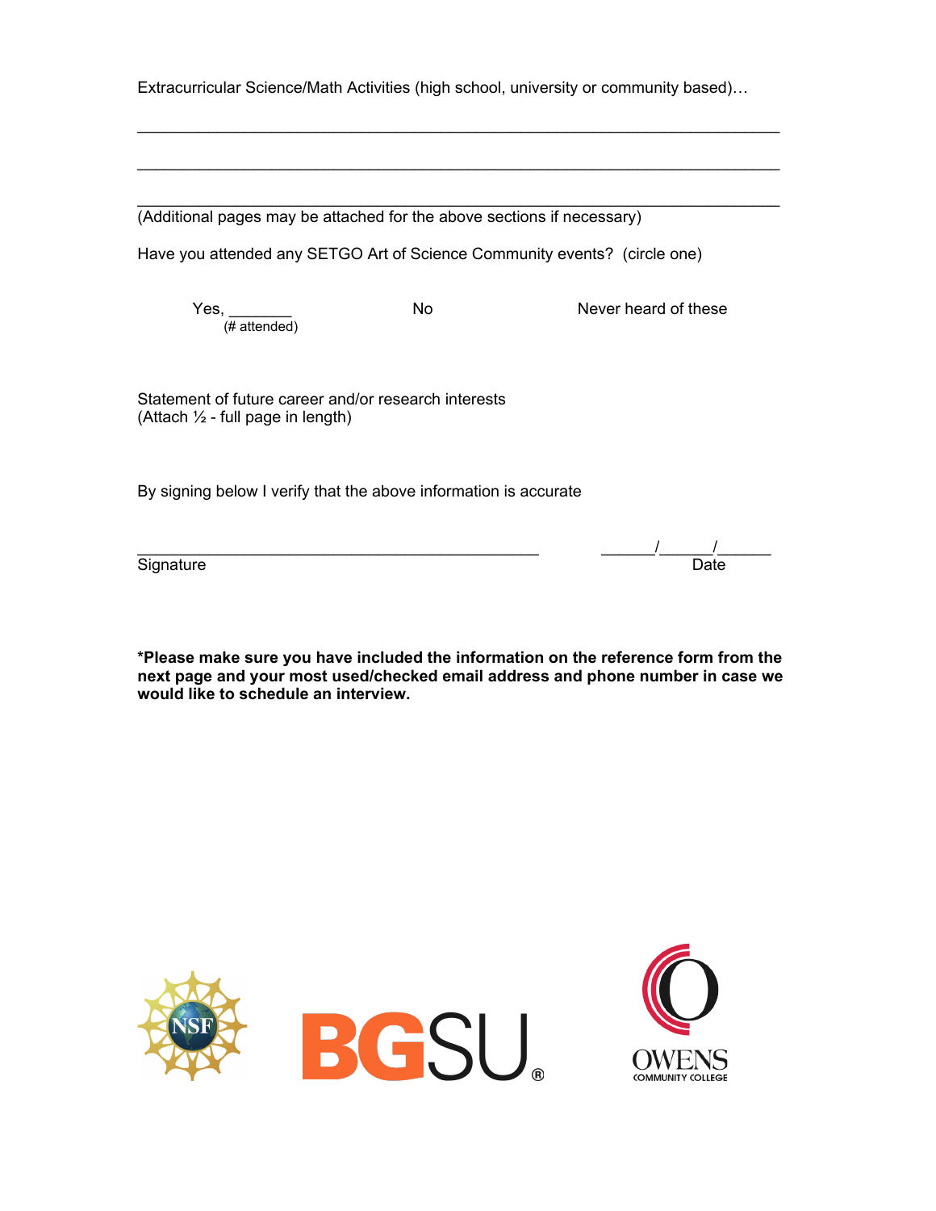Extracurricular Science/Math Activities (high school, university or community based)…

_______________________________________________________________________

_______________________________________________________________________

_______________________________________________________________________

(Additional pages may be attached for the above sections if necessary)

Have you attended any SETGO Art of Science Community events? (circle one)

Yes, _______ (# attended)     No     Never heard of these

Statement of future career and/or research interests
(Attach ½ - full page in length)

By signing below I verify that the above information is accurate

_____________________________________________     ______/______/______

Signature     Date

**\*Please make sure you have included the information on the reference form from the next page and your most used/checked email address and phone number in case we would like to schedule an interview.**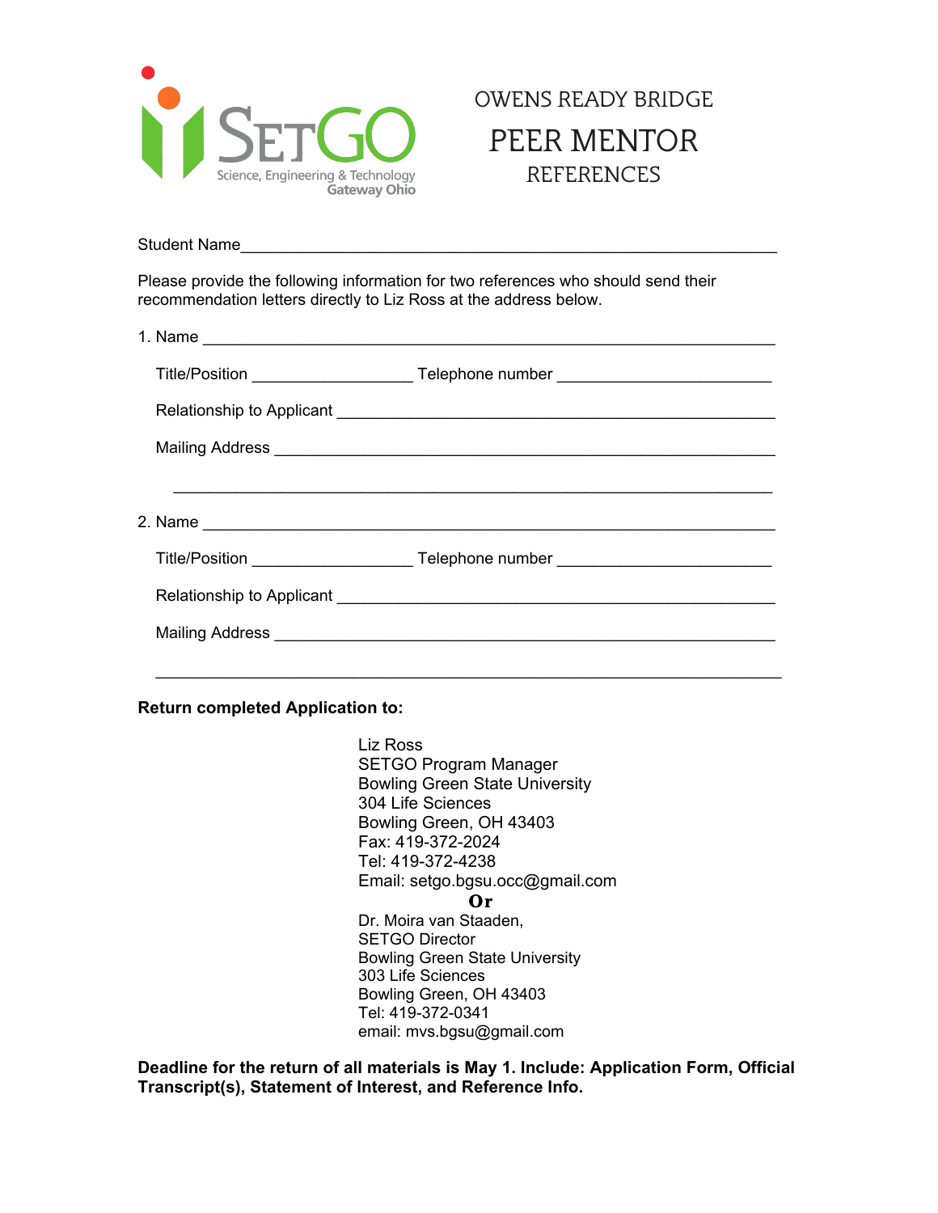SetGO
Science, Engineering & Technology
Gateway Ohio

# OWENS READY BRIDGE
# PEER MENTOR
## REFERENCES

Student Name______________________________________________________________

Please provide the following information for two references who should send their recommendation letters directly to Liz Ross at the address below.

1. Name ______________________________________________________________

   Title/Position __________________ Telephone number ________________________

   Relationship to Applicant ________________________________________________

   Mailing Address ________________________________________________________

   ____________________________________________________________________

2. Name ______________________________________________________________

   Title/Position __________________ Telephone number ________________________

   Relationship to Applicant ________________________________________________

   Mailing Address ________________________________________________________

   ____________________________________________________________________

**Return completed Application to:**

Liz Ross
SETGO Program Manager
Bowling Green State University
304 Life Sciences
Bowling Green, OH 43403
Fax: 419-372-2024
Tel: 419-372-4238
Email: setgo.bgsu.occ@gmail.com

**Or**

Dr. Moira van Staaden,
SETGO Director
Bowling Green State University
303 Life Sciences
Bowling Green, OH 43403
Tel: 419-372-0341
email: mvs.bgsu@gmail.com

**Deadline for the return of all materials is May 1. Include: Application Form, Official Transcript(s), Statement of Interest, and Reference Info.**